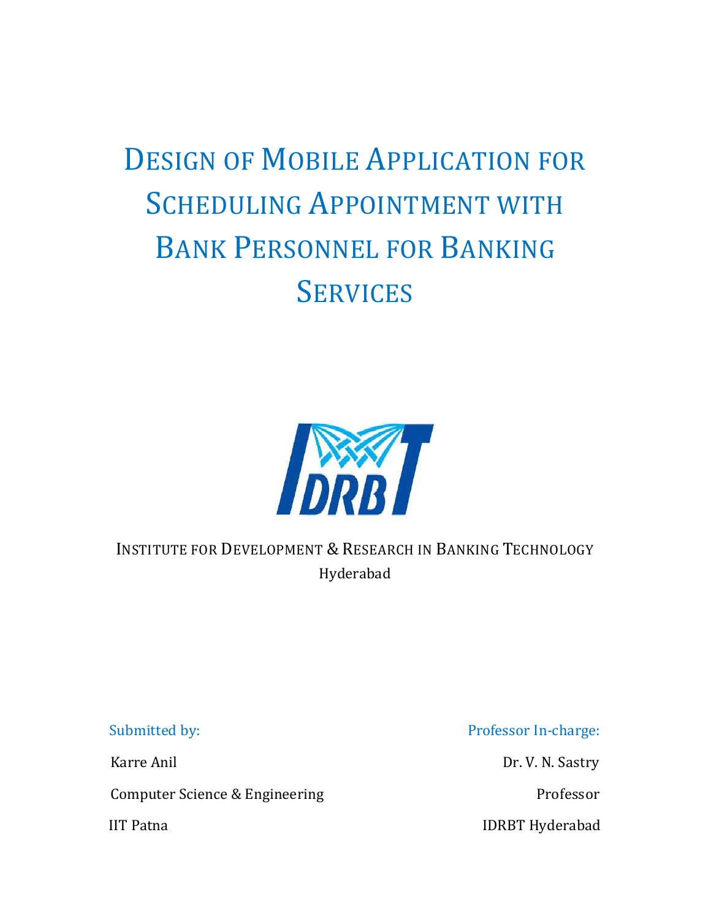# Design of Mobile Application for Scheduling Appointment with Bank Personnel for Banking Services

INSTITUTE FOR DEVELOPMENT & RESEARCH IN BANKING TECHNOLOGY

Hyderabad

Submitted by:

Karre Anil

Computer Science & Engineering

IIT Patna

Professor In-charge:

Dr. V. N. Sastry

Professor

IDRBT Hyderabad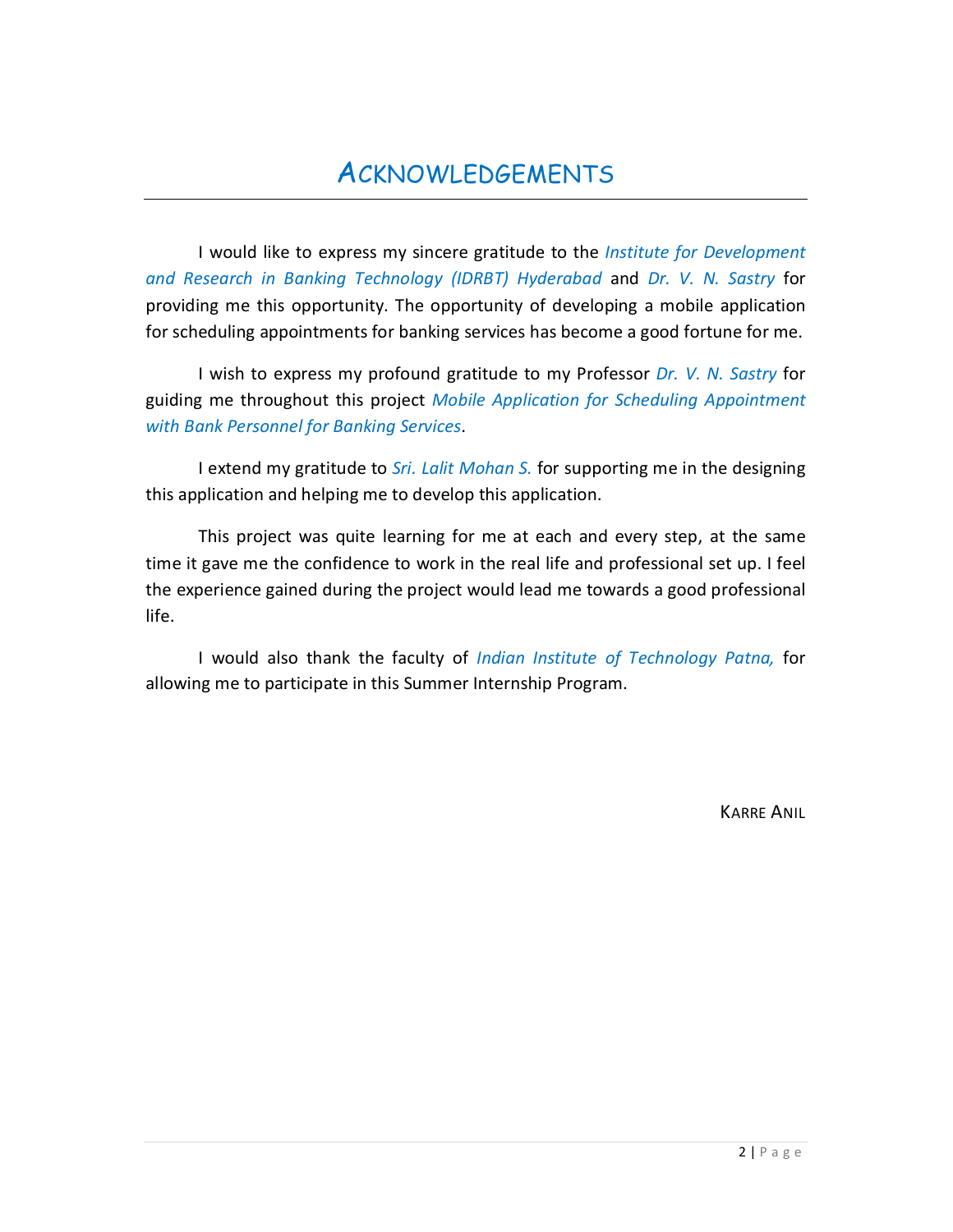# ACKNOWLEDGEMENTS

I would like to express my sincere gratitude to the *Institute for Development and Research in Banking Technology (IDRBT) Hyderabad* and *Dr. V. N. Sastry* for providing me this opportunity. The opportunity of developing a mobile application for scheduling appointments for banking services has become a good fortune for me.

I wish to express my profound gratitude to my Professor *Dr. V. N. Sastry* for guiding me throughout this project *Mobile Application for Scheduling Appointment with Bank Personnel for Banking Services*.

I extend my gratitude to *Sri. Lalit Mohan S.* for supporting me in the designing this application and helping me to develop this application.

This project was quite learning for me at each and every step, at the same time it gave me the confidence to work in the real life and professional set up. I feel the experience gained during the project would lead me towards a good professional life.

I would also thank the faculty of *Indian Institute of Technology Patna,* for allowing me to participate in this Summer Internship Program.

KARRE ANIL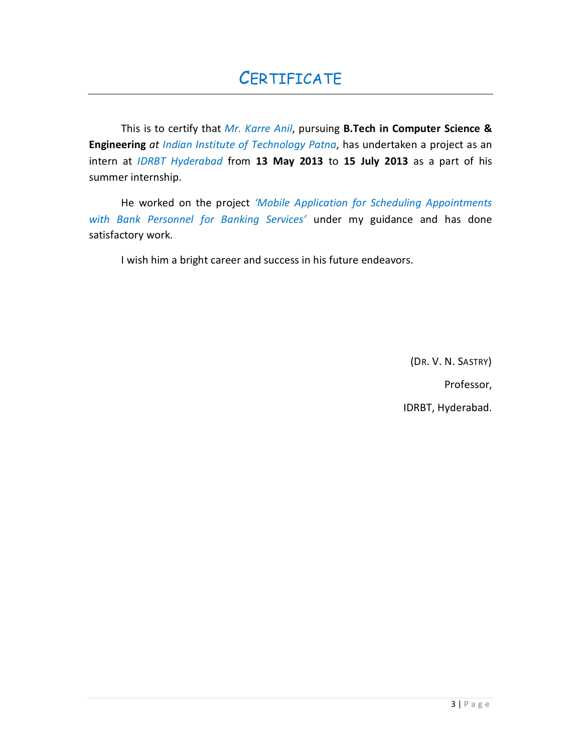# CERTIFICATE

This is to certify that *Mr. Karre Anil*, pursuing **B.Tech in Computer Science & Engineering** *at Indian Institute of Technology Patna*, has undertaken a project as an intern at *IDRBT Hyderabad* from **13 May 2013** to **15 July 2013** as a part of his summer internship.

He worked on the project *'Mobile Application for Scheduling Appointments with Bank Personnel for Banking Services'* under my guidance and has done satisfactory work.

I wish him a bright career and success in his future endeavors.

(DR. V. N. SASTRY)

Professor,

IDRBT, Hyderabad.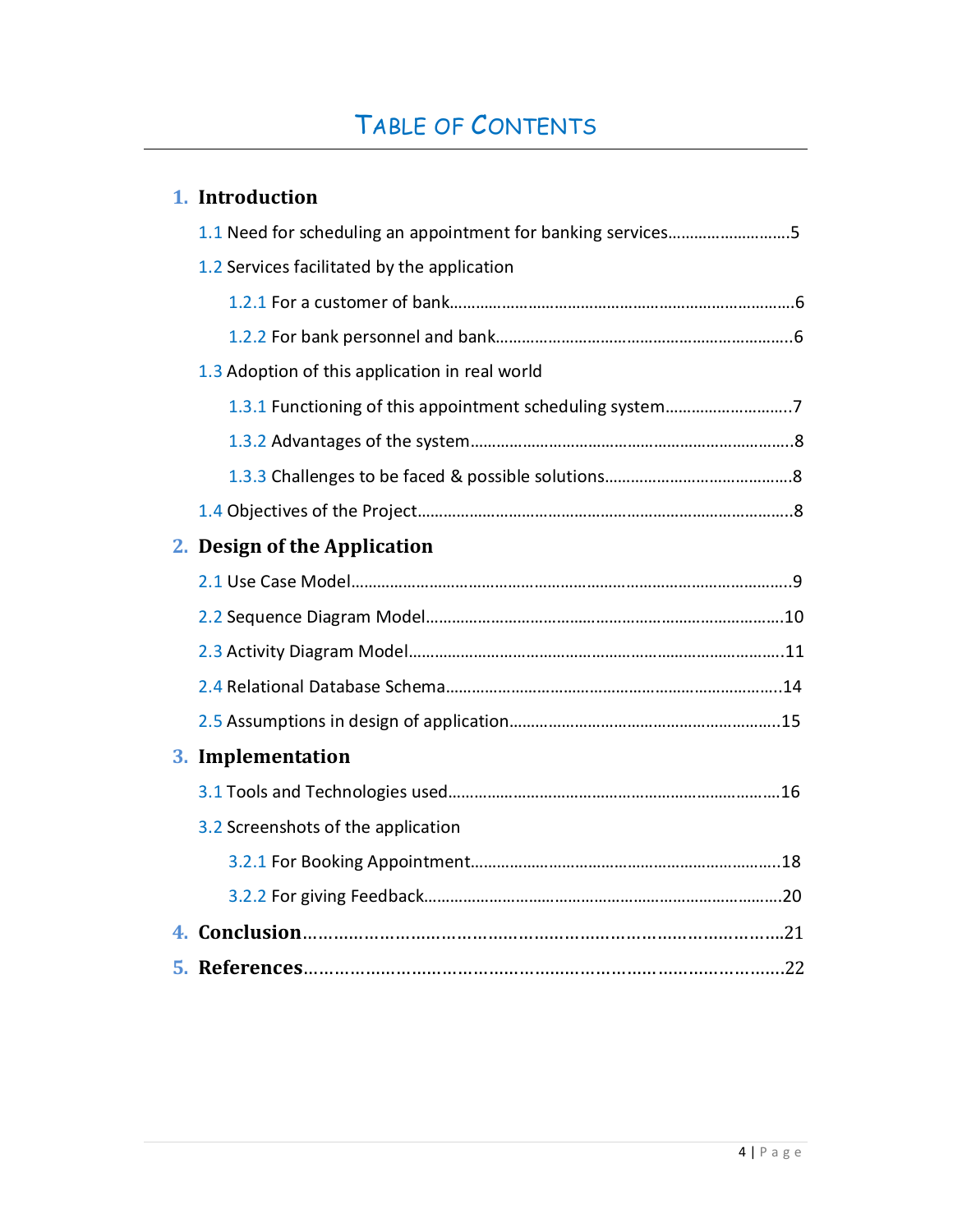# Table of Contents

1. **Introduction**
   - 1.1 Need for scheduling an appointment for banking services……………………….5
   - 1.2 Services facilitated by the application
     - 1.2.1 For a customer of bank……………………………………………………………….6
     - 1.2.2 For bank personnel and bank………………………………………………………6
   - 1.3 Adoption of this application in real world
     - 1.3.1 Functioning of this appointment scheduling system……………………….7
     - 1.3.2 Advantages of the system…………………………………………………………….8
     - 1.3.3 Challenges to be faced & possible solutions……………………………………8
   - 1.4 Objectives of the Project…………………………………………………………………….8
2. **Design of the Application**
   - 2.1 Use Case Model……………………………………………………………………………………9
   - 2.2 Sequence Diagram Model………………………………………………………………….10
   - 2.3 Activity Diagram Model…………………………………………………………………….11
   - 2.4 Relational Database Schema……………………………………………………………..14
   - 2.5 Assumptions in design of application…………………………………………………15
3. **Implementation**
   - 3.1 Tools and Technologies used……………………………………………………………..16
   - 3.2 Screenshots of the application
     - 3.2.1 For Booking Appointment…………………………………………………………..18
     - 3.2.2 For giving Feedback…………………………………………………………………..20
4. **Conclusion**……………………………………………………………………………………………21
5. **References**……………………………………………………………………………………………22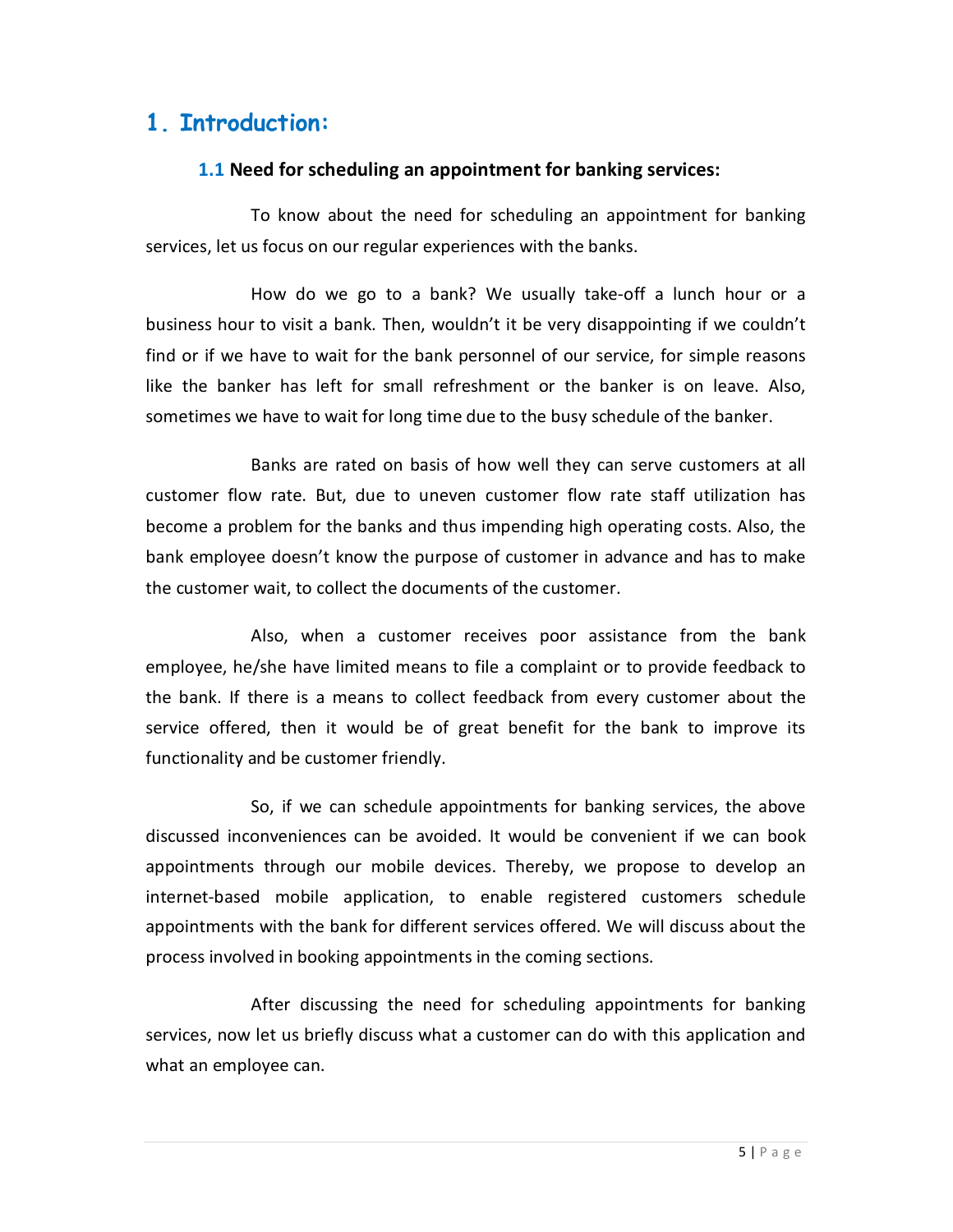# 1. Introduction:

### 1.1 Need for scheduling an appointment for banking services:

To know about the need for scheduling an appointment for banking services, let us focus on our regular experiences with the banks.

How do we go to a bank? We usually take-off a lunch hour or a business hour to visit a bank. Then, wouldn't it be very disappointing if we couldn't find or if we have to wait for the bank personnel of our service, for simple reasons like the banker has left for small refreshment or the banker is on leave. Also, sometimes we have to wait for long time due to the busy schedule of the banker.

Banks are rated on basis of how well they can serve customers at all customer flow rate. But, due to uneven customer flow rate staff utilization has become a problem for the banks and thus impending high operating costs. Also, the bank employee doesn't know the purpose of customer in advance and has to make the customer wait, to collect the documents of the customer.

Also, when a customer receives poor assistance from the bank employee, he/she have limited means to file a complaint or to provide feedback to the bank. If there is a means to collect feedback from every customer about the service offered, then it would be of great benefit for the bank to improve its functionality and be customer friendly.

So, if we can schedule appointments for banking services, the above discussed inconveniences can be avoided. It would be convenient if we can book appointments through our mobile devices. Thereby, we propose to develop an internet-based mobile application, to enable registered customers schedule appointments with the bank for different services offered. We will discuss about the process involved in booking appointments in the coming sections.

After discussing the need for scheduling appointments for banking services, now let us briefly discuss what a customer can do with this application and what an employee can.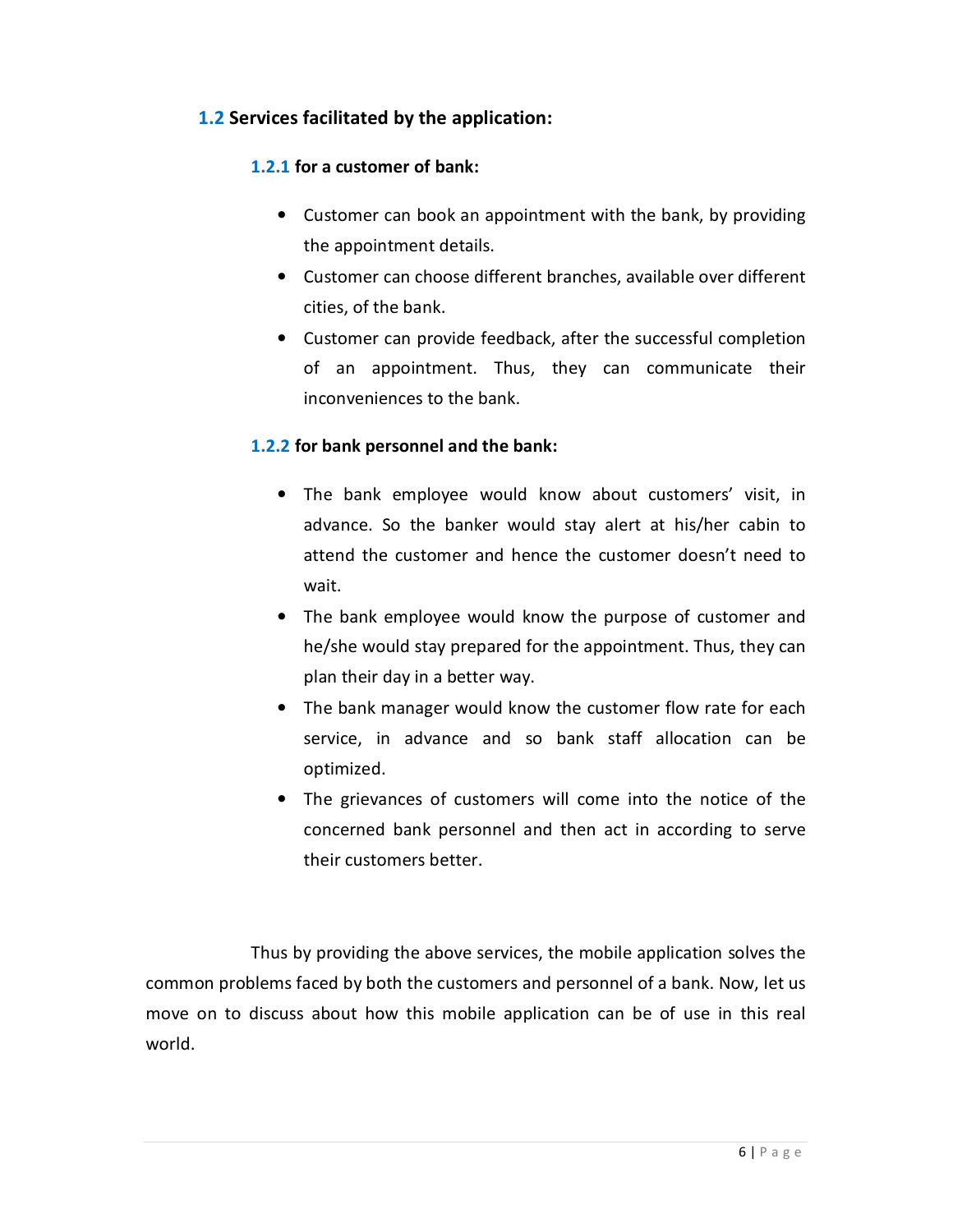## 1.2 Services facilitated by the application:

### 1.2.1 for a customer of bank:

- Customer can book an appointment with the bank, by providing the appointment details.
- Customer can choose different branches, available over different cities, of the bank.
- Customer can provide feedback, after the successful completion of an appointment. Thus, they can communicate their inconveniences to the bank.

### 1.2.2 for bank personnel and the bank:

- The bank employee would know about customers' visit, in advance. So the banker would stay alert at his/her cabin to attend the customer and hence the customer doesn't need to wait.
- The bank employee would know the purpose of customer and he/she would stay prepared for the appointment. Thus, they can plan their day in a better way.
- The bank manager would know the customer flow rate for each service, in advance and so bank staff allocation can be optimized.
- The grievances of customers will come into the notice of the concerned bank personnel and then act in according to serve their customers better.

Thus by providing the above services, the mobile application solves the common problems faced by both the customers and personnel of a bank. Now, let us move on to discuss about how this mobile application can be of use in this real world.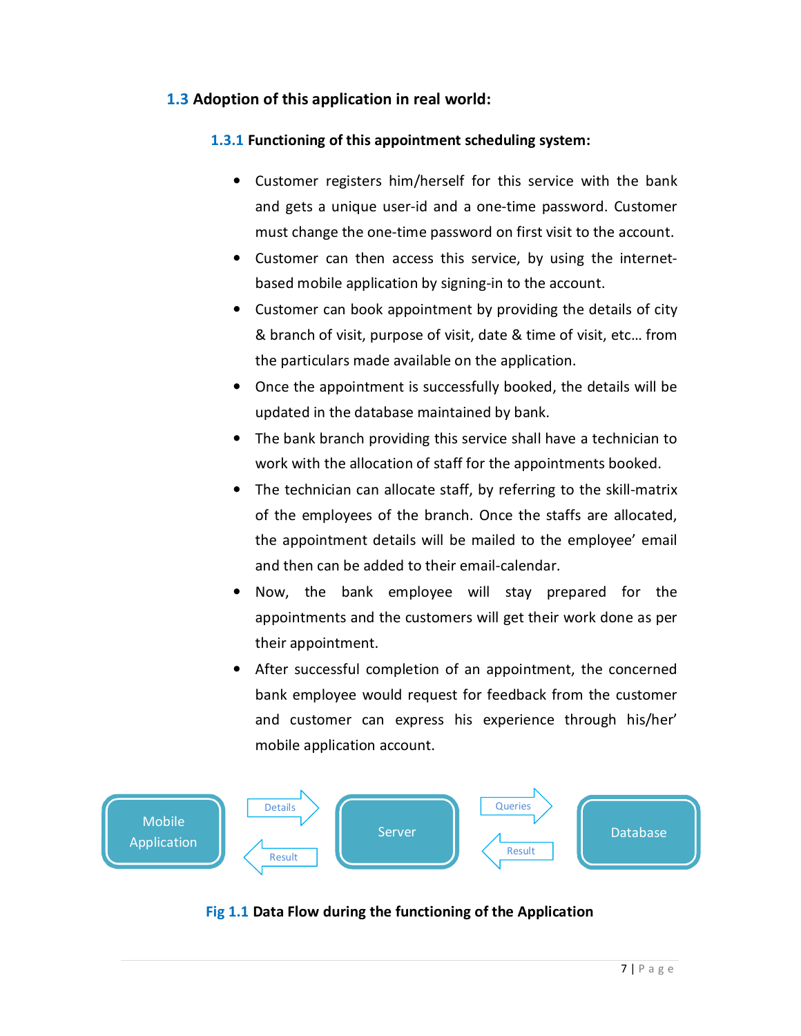## 1.3 Adoption of this application in real world:

### 1.3.1 Functioning of this appointment scheduling system:

- Customer registers him/herself for this service with the bank and gets a unique user-id and a one-time password. Customer must change the one-time password on first visit to the account.
- Customer can then access this service, by using the internet-based mobile application by signing-in to the account.
- Customer can book appointment by providing the details of city & branch of visit, purpose of visit, date & time of visit, etc… from the particulars made available on the application.
- Once the appointment is successfully booked, the details will be updated in the database maintained by bank.
- The bank branch providing this service shall have a technician to work with the allocation of staff for the appointments booked.
- The technician can allocate staff, by referring to the skill-matrix of the employees of the branch. Once the staffs are allocated, the appointment details will be mailed to the employee' email and then can be added to their email-calendar.
- Now, the bank employee will stay prepared for the appointments and the customers will get their work done as per their appointment.
- After successful completion of an appointment, the concerned bank employee would request for feedback from the customer and customer can express his experience through his/her' mobile application account.

Mobile Application → Details → Server → Queries → Database

Database → Result → Server → Result → Mobile Application

**Fig 1.1** Data Flow during the functioning of the Application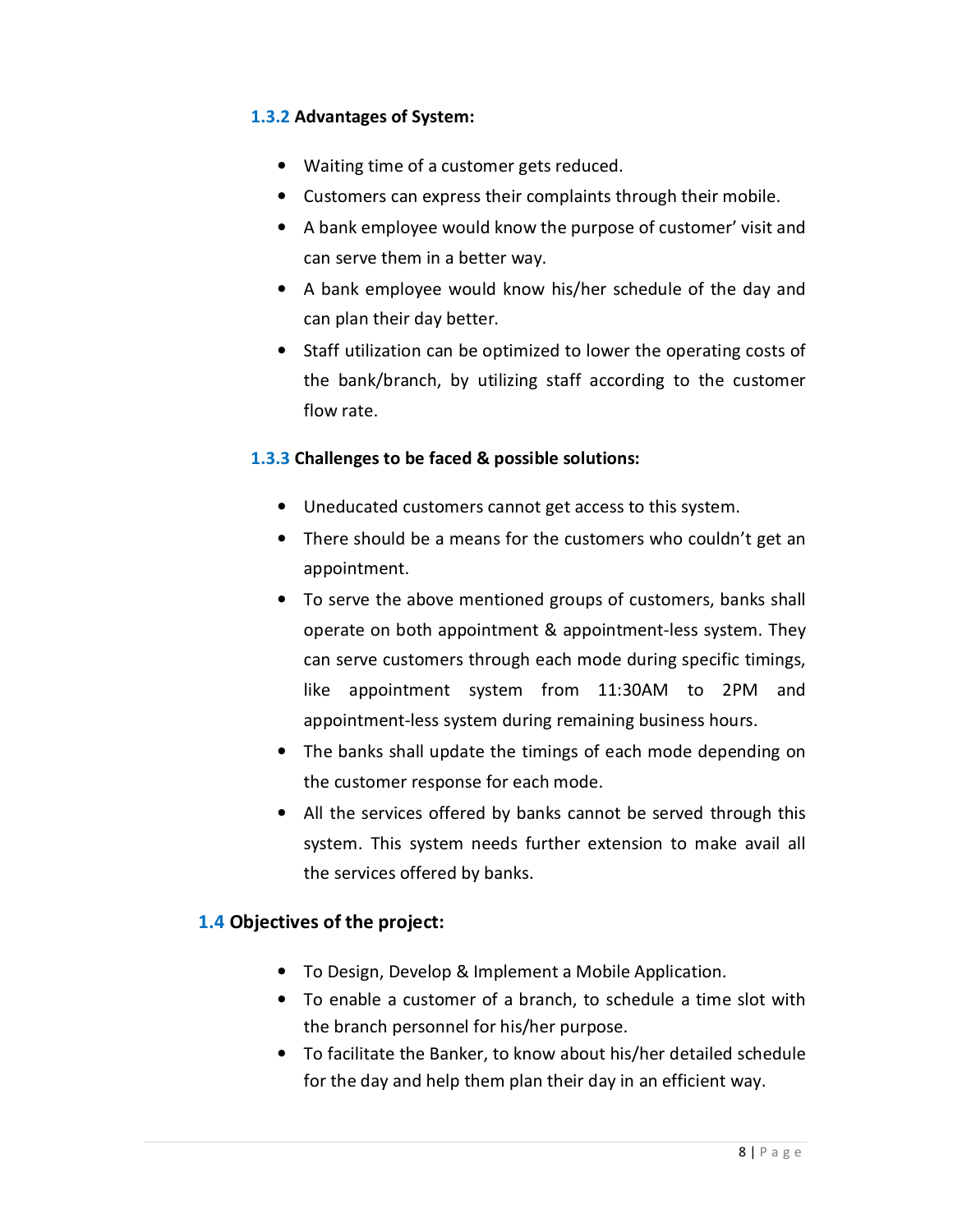### 1.3.2 Advantages of System:

- Waiting time of a customer gets reduced.
- Customers can express their complaints through their mobile.
- A bank employee would know the purpose of customer' visit and can serve them in a better way.
- A bank employee would know his/her schedule of the day and can plan their day better.
- Staff utilization can be optimized to lower the operating costs of the bank/branch, by utilizing staff according to the customer flow rate.

### 1.3.3 Challenges to be faced & possible solutions:

- Uneducated customers cannot get access to this system.
- There should be a means for the customers who couldn't get an appointment.
- To serve the above mentioned groups of customers, banks shall operate on both appointment & appointment-less system. They can serve customers through each mode during specific timings, like appointment system from 11:30AM to 2PM and appointment-less system during remaining business hours.
- The banks shall update the timings of each mode depending on the customer response for each mode.
- All the services offered by banks cannot be served through this system. This system needs further extension to make avail all the services offered by banks.

## 1.4 Objectives of the project:

- To Design, Develop & Implement a Mobile Application.
- To enable a customer of a branch, to schedule a time slot with the branch personnel for his/her purpose.
- To facilitate the Banker, to know about his/her detailed schedule for the day and help them plan their day in an efficient way.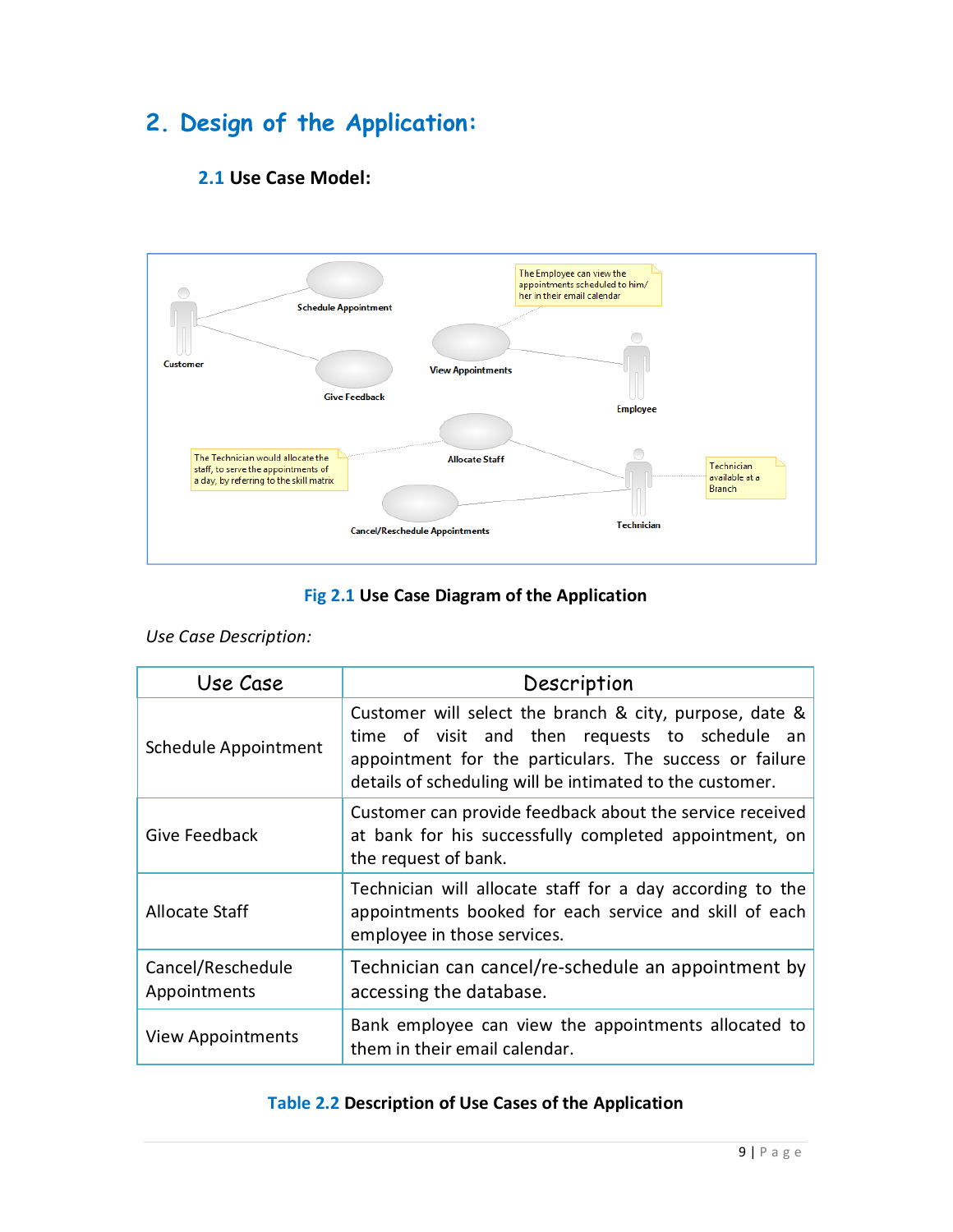# 2. Design of the Application:

## 2.1 Use Case Model:

Fig 2.1 Use Case Diagram of the Application

*Use Case Description:*

| Use Case | Description |
| --- | --- |
| Schedule Appointment | Customer will select the branch & city, purpose, date & time of visit and then requests to schedule an appointment for the particulars. The success or failure details of scheduling will be intimated to the customer. |
| Give Feedback | Customer can provide feedback about the service received at bank for his successfully completed appointment, on the request of bank. |
| Allocate Staff | Technician will allocate staff for a day according to the appointments booked for each service and skill of each employee in those services. |
| Cancel/Reschedule Appointments | Technician can cancel/re-schedule an appointment by accessing the database. |
| View Appointments | Bank employee can view the appointments allocated to them in their email calendar. |

Table 2.2 Description of Use Cases of the Application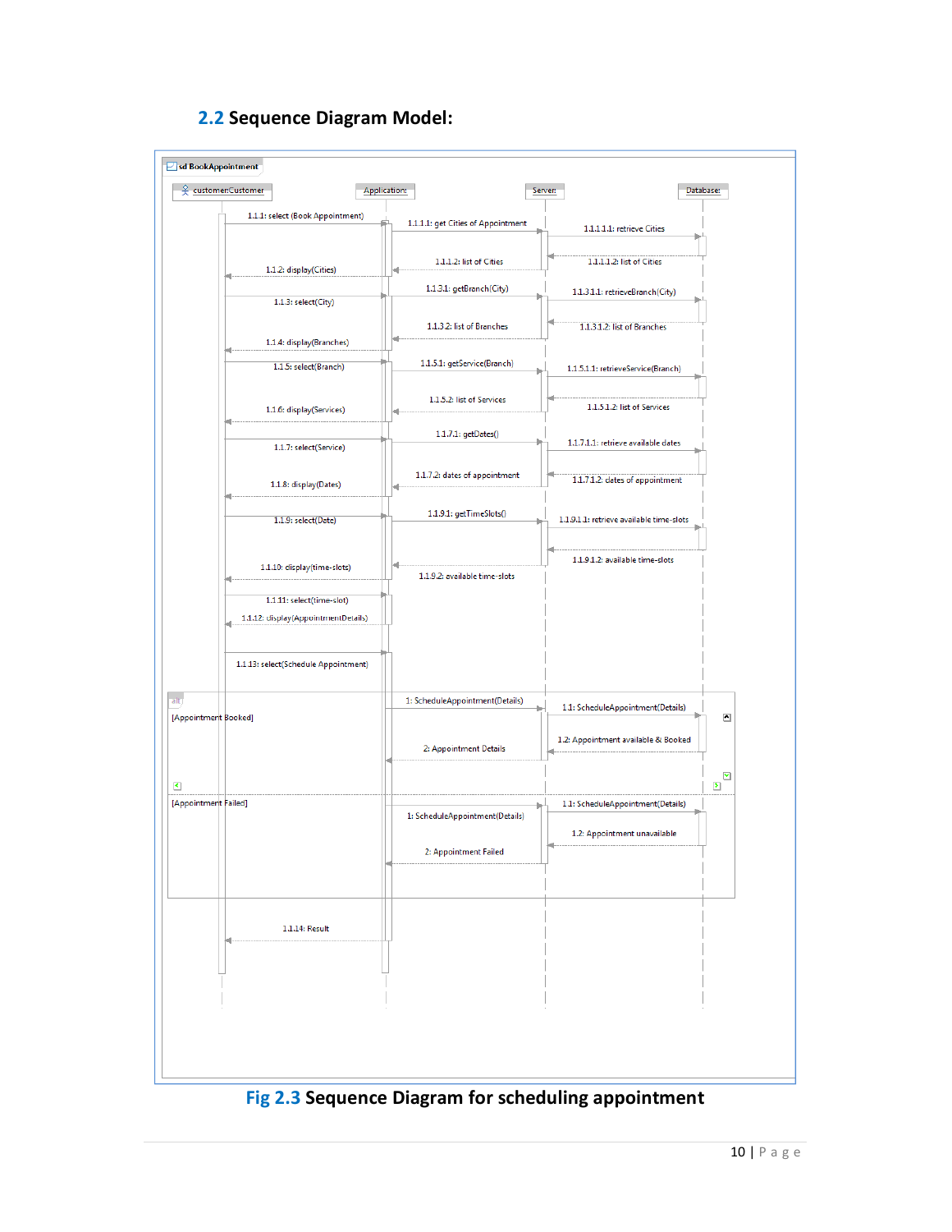## 2.2 Sequence Diagram Model:

sd BookAppointment

customer:Customer | Application: | Server: | Database:

- 1.1.1: select (Book Appointment)
- 1.1.1.1: get Cities of Appointment
- 1.1.1.1.1: retrieve Cities
- 1.1.1.1.2: list of Cities
- 1.1.1.2: list of Cities
- 1.1.2: display(Cities)
- 1.1.3: select(City)
- 1.1.3.1: getBranch(City)
- 1.1.3.1.1: retrieveBranch(City)
- 1.1.3.1.2: list of Branches
- 1.1.3.2: list of Branches
- 1.1.4: display(Branches)
- 1.1.5: select(Branch)
- 1.1.5.1: getService(Branch)
- 1.1.5.1.1: retrieveService(Branch)
- 1.1.5.1.2: list of Services
- 1.1.5.2: list of Services
- 1.1.6: display(Services)
- 1.1.7: select(Service)
- 1.1.7.1: getDates()
- 1.1.7.1.1: retrieve available dates
- 1.1.7.1.2: dates of appointment
- 1.1.7.2: dates of appointment
- 1.1.8: display(Dates)
- 1.1.9: select(Date)
- 1.1.9.1: getTimeSlots()
- 1.1.9.1.1: retrieve available time-slots
- 1.1.9.1.2: available time-slots
- 1.1.9.2: available time-slots
- 1.1.10: display(time-slots)
- 1.1.11: select(time-slot)
- 1.1.12: display(AppointmentDetails)
- 1.1.13: select(Schedule Appointment)

alt

[Appointment Booked]
- 1: ScheduleAppointment(Details)
- 1.1: ScheduleAppointment(Details)
- 1.2: Appointment available & Booked
- 2: Appointment Details

[Appointment Failed]
- 1: ScheduleAppointment(Details)
- 1.1: ScheduleAppointment(Details)
- 1.2: Appointment unavailable
- 2: Appointment Failed

- 1.1.14: Result

**Fig 2.3 Sequence Diagram for scheduling appointment**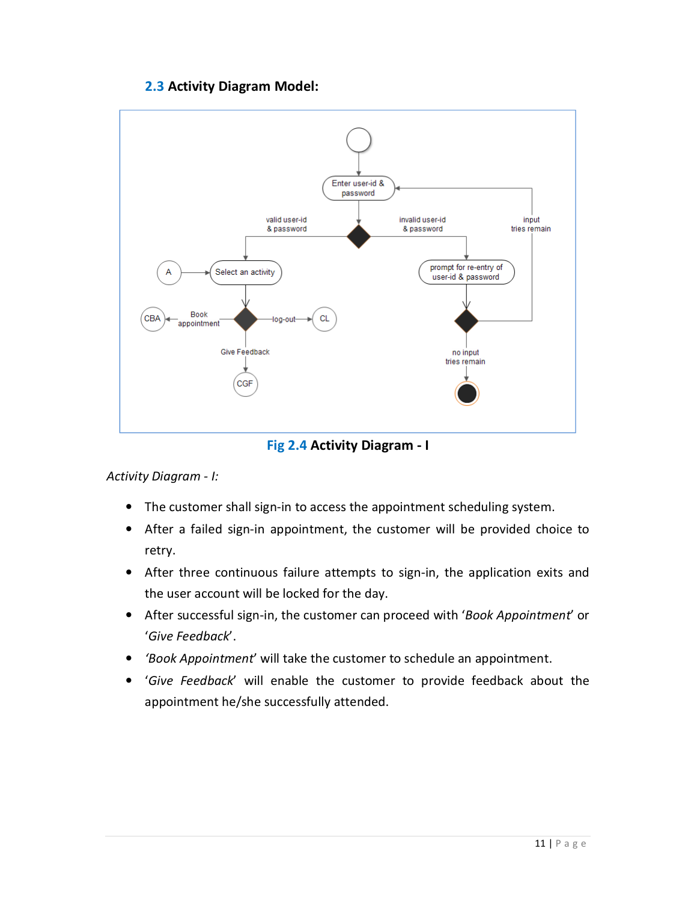## 2.3 Activity Diagram Model:

Fig 2.4 **Activity Diagram - I**

*Activity Diagram - I:*

- The customer shall sign-in to access the appointment scheduling system.
- After a failed sign-in appointment, the customer will be provided choice to retry.
- After three continuous failure attempts to sign-in, the application exits and the user account will be locked for the day.
- After successful sign-in, the customer can proceed with '*Book Appointment*' or '*Give Feedback*'.
- '*Book Appointment*' will take the customer to schedule an appointment.
- '*Give Feedback*' will enable the customer to provide feedback about the appointment he/she successfully attended.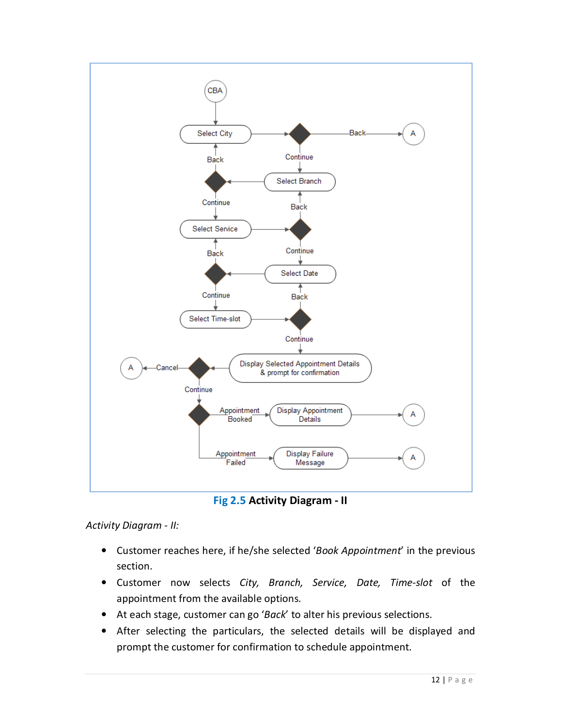Fig 2.5 **Activity Diagram - II**

*Activity Diagram - II:*

- Customer reaches here, if he/she selected '*Book Appointment*' in the previous section.
- Customer now selects *City, Branch, Service, Date, Time-slot* of the appointment from the available options.
- At each stage, customer can go '*Back*' to alter his previous selections.
- After selecting the particulars, the selected details will be displayed and prompt the customer for confirmation to schedule appointment.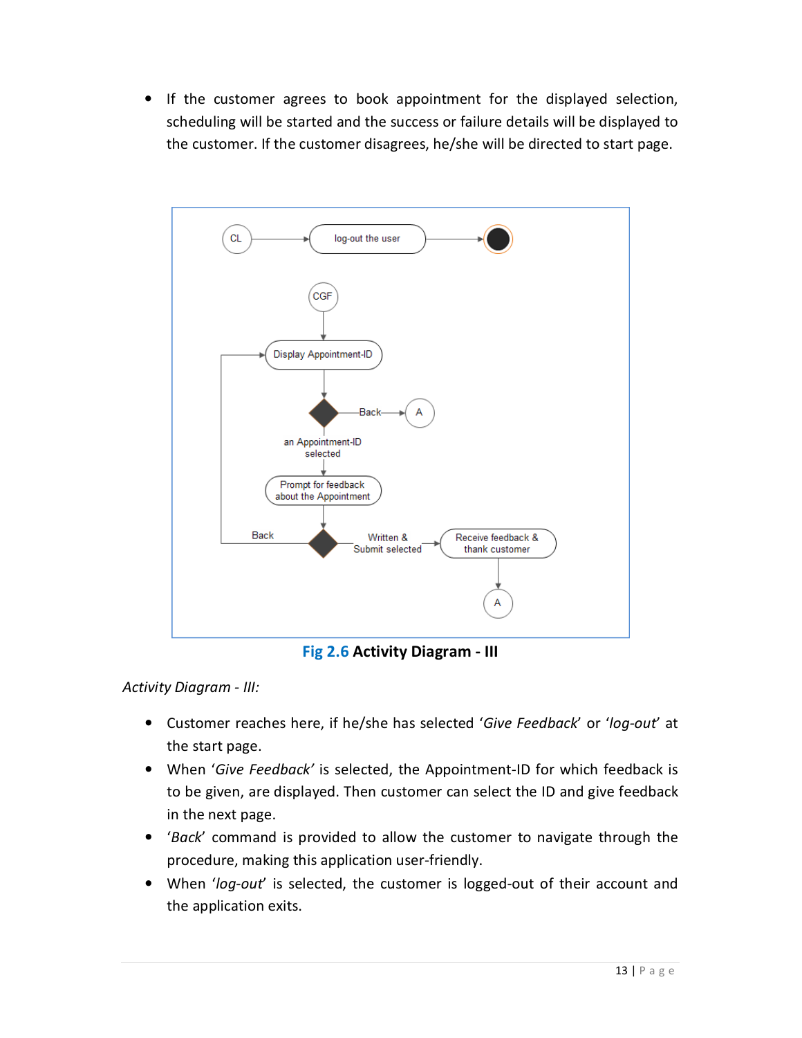- If the customer agrees to book appointment for the displayed selection, scheduling will be started and the success or failure details will be displayed to the customer. If the customer disagrees, he/she will be directed to start page.

Fig 2.6 **Activity Diagram - III**

*Activity Diagram - III:*

- Customer reaches here, if he/she has selected '*Give Feedback*' or '*log-out*' at the start page.
- When '*Give Feedback'* is selected, the Appointment-ID for which feedback is to be given, are displayed. Then customer can select the ID and give feedback in the next page.
- '*Back*' command is provided to allow the customer to navigate through the procedure, making this application user-friendly.
- When '*log-out*' is selected, the customer is logged-out of their account and the application exits.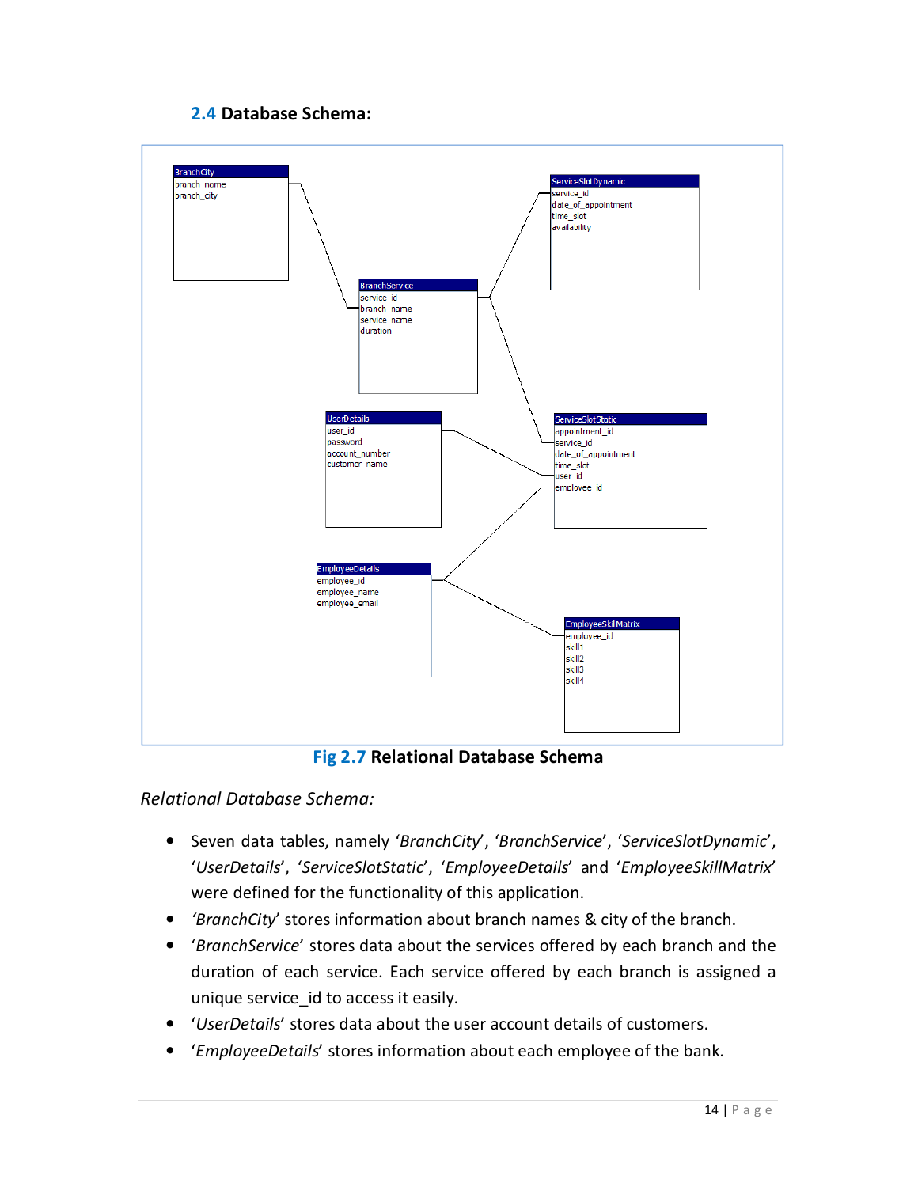### 2.4 Database Schema:

**BranchCity**
- branch_name
- branch_city

**BranchService**
- service_id
- branch_name
- service_name
- duration

**ServiceSlotDynamic**
- service_id
- date_of_appointment
- time_slot
- availability

**UserDetails**
- user_id
- password
- account_number
- customer_name

**ServiceSlotStatic**
- appointment_id
- service_id
- date_of_appointment
- time_slot
- user_id
- employee_id

**EmployeeDetails**
- employee_id
- employee_name
- employee_email

**EmployeeSkillMatrix**
- employee_id
- skill1
- skill2
- skill3
- skill4

**Fig 2.7 Relational Database Schema**

*Relational Database Schema:*

- Seven data tables, namely '*BranchCity*', '*BranchService*', '*ServiceSlotDynamic*', '*UserDetails*', '*ServiceSlotStatic*', '*EmployeeDetails*' and '*EmployeeSkillMatrix*' were defined for the functionality of this application.
- '*BranchCity*' stores information about branch names & city of the branch.
- '*BranchService*' stores data about the services offered by each branch and the duration of each service. Each service offered by each branch is assigned a unique service_id to access it easily.
- '*UserDetails*' stores data about the user account details of customers.
- '*EmployeeDetails*' stores information about each employee of the bank.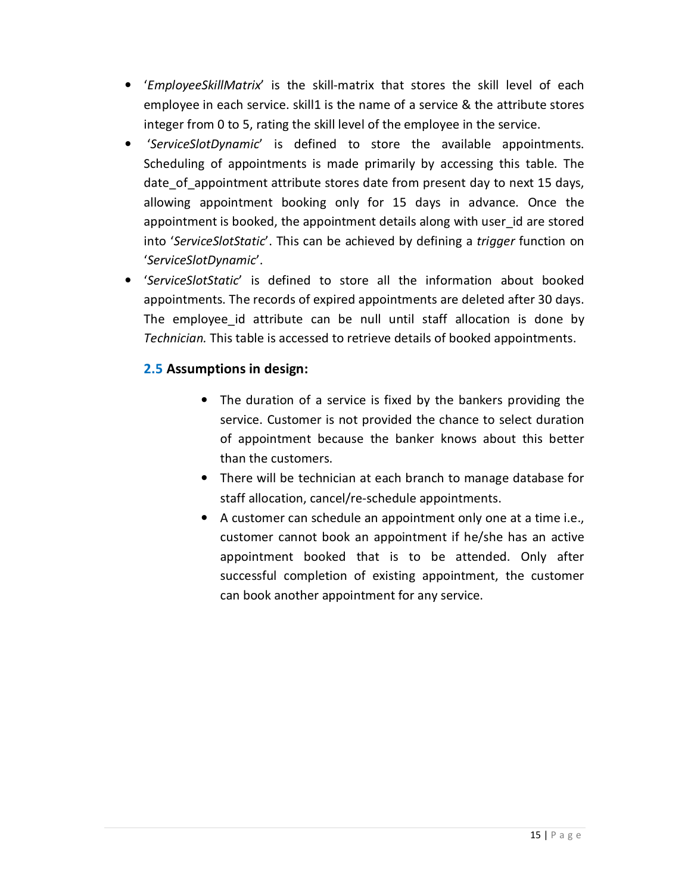- '*EmployeeSkillMatrix*' is the skill-matrix that stores the skill level of each employee in each service. skill1 is the name of a service & the attribute stores integer from 0 to 5, rating the skill level of the employee in the service.
- '*ServiceSlotDynamic*' is defined to store the available appointments. Scheduling of appointments is made primarily by accessing this table. The date_of_appointment attribute stores date from present day to next 15 days, allowing appointment booking only for 15 days in advance. Once the appointment is booked, the appointment details along with user_id are stored into '*ServiceSlotStatic*'. This can be achieved by defining a *trigger* function on '*ServiceSlotDynamic*'.
- '*ServiceSlotStatic*' is defined to store all the information about booked appointments. The records of expired appointments are deleted after 30 days. The employee_id attribute can be null until staff allocation is done by *Technician.* This table is accessed to retrieve details of booked appointments.

## 2.5 Assumptions in design:

- The duration of a service is fixed by the bankers providing the service. Customer is not provided the chance to select duration of appointment because the banker knows about this better than the customers.
- There will be technician at each branch to manage database for staff allocation, cancel/re-schedule appointments.
- A customer can schedule an appointment only one at a time i.e., customer cannot book an appointment if he/she has an active appointment booked that is to be attended. Only after successful completion of existing appointment, the customer can book another appointment for any service.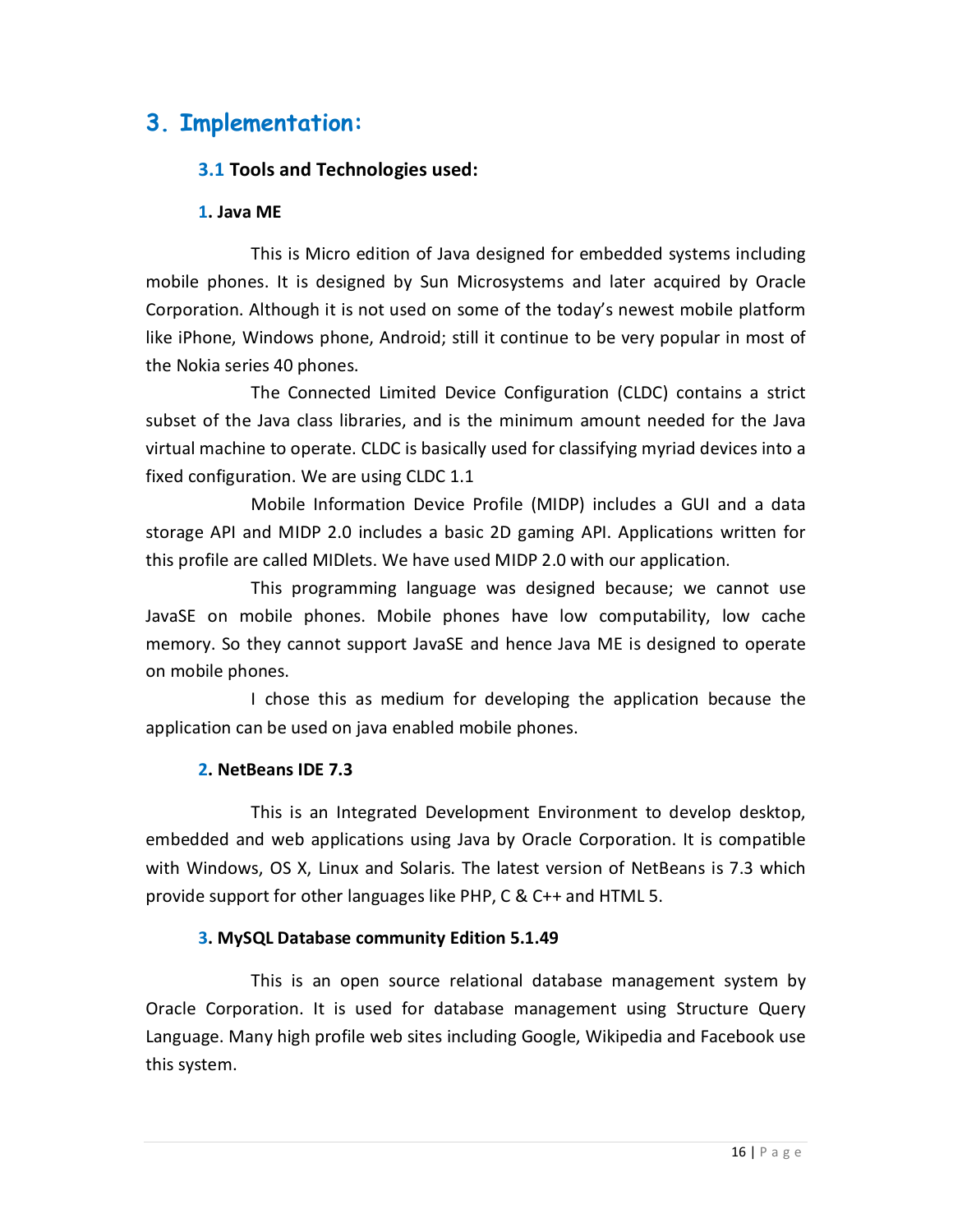# 3. Implementation:

## 3.1 Tools and Technologies used:

### 1. Java ME

This is Micro edition of Java designed for embedded systems including mobile phones. It is designed by Sun Microsystems and later acquired by Oracle Corporation. Although it is not used on some of the today's newest mobile platform like iPhone, Windows phone, Android; still it continue to be very popular in most of the Nokia series 40 phones.

The Connected Limited Device Configuration (CLDC) contains a strict subset of the Java class libraries, and is the minimum amount needed for the Java virtual machine to operate. CLDC is basically used for classifying myriad devices into a fixed configuration. We are using CLDC 1.1

Mobile Information Device Profile (MIDP) includes a GUI and a data storage API and MIDP 2.0 includes a basic 2D gaming API. Applications written for this profile are called MIDlets. We have used MIDP 2.0 with our application.

This programming language was designed because; we cannot use JavaSE on mobile phones. Mobile phones have low computability, low cache memory. So they cannot support JavaSE and hence Java ME is designed to operate on mobile phones.

I chose this as medium for developing the application because the application can be used on java enabled mobile phones.

### 2. NetBeans IDE 7.3

This is an Integrated Development Environment to develop desktop, embedded and web applications using Java by Oracle Corporation. It is compatible with Windows, OS X, Linux and Solaris. The latest version of NetBeans is 7.3 which provide support for other languages like PHP, C & C++ and HTML 5.

### 3. MySQL Database community Edition 5.1.49

This is an open source relational database management system by Oracle Corporation. It is used for database management using Structure Query Language. Many high profile web sites including Google, Wikipedia and Facebook use this system.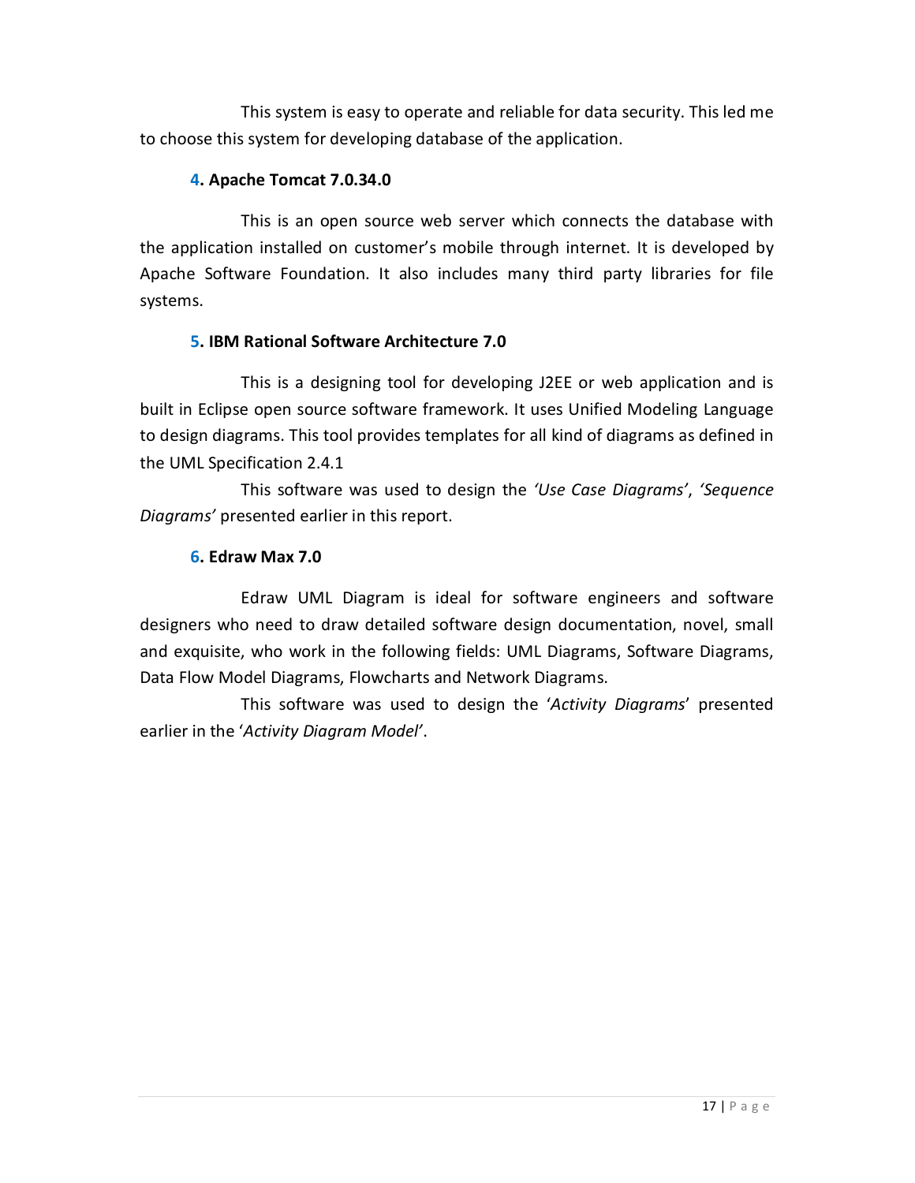This system is easy to operate and reliable for data security. This led me to choose this system for developing database of the application.

**4. Apache Tomcat 7.0.34.0**

This is an open source web server which connects the database with the application installed on customer's mobile through internet. It is developed by Apache Software Foundation. It also includes many third party libraries for file systems.

**5. IBM Rational Software Architecture 7.0**

This is a designing tool for developing J2EE or web application and is built in Eclipse open source software framework. It uses Unified Modeling Language to design diagrams. This tool provides templates for all kind of diagrams as defined in the UML Specification 2.4.1

This software was used to design the *'Use Case Diagrams'*, *'Sequence Diagrams'* presented earlier in this report.

**6. Edraw Max 7.0**

Edraw UML Diagram is ideal for software engineers and software designers who need to draw detailed software design documentation, novel, small and exquisite, who work in the following fields: UML Diagrams, Software Diagrams, Data Flow Model Diagrams, Flowcharts and Network Diagrams.

This software was used to design the '*Activity Diagrams*' presented earlier in the '*Activity Diagram Model'*.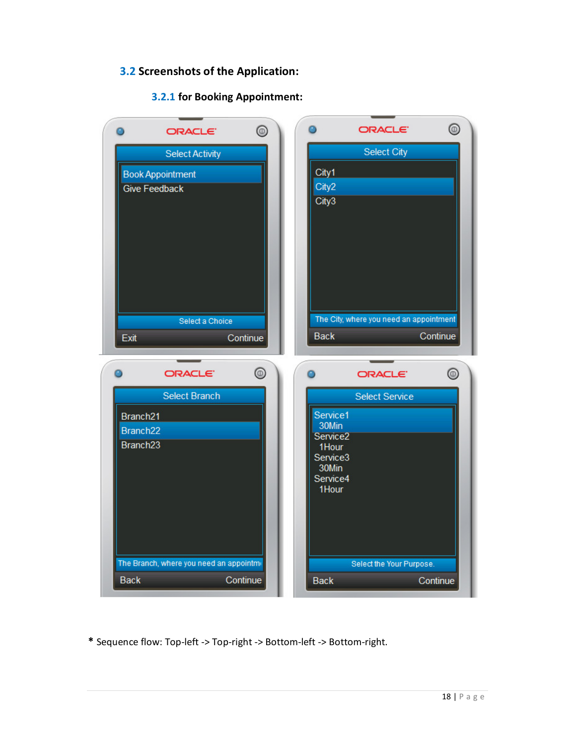## 3.2 Screenshots of the Application:

### 3.2.1 for Booking Appointment:

\* Sequence flow: Top-left -> Top-right -> Bottom-left -> Bottom-right.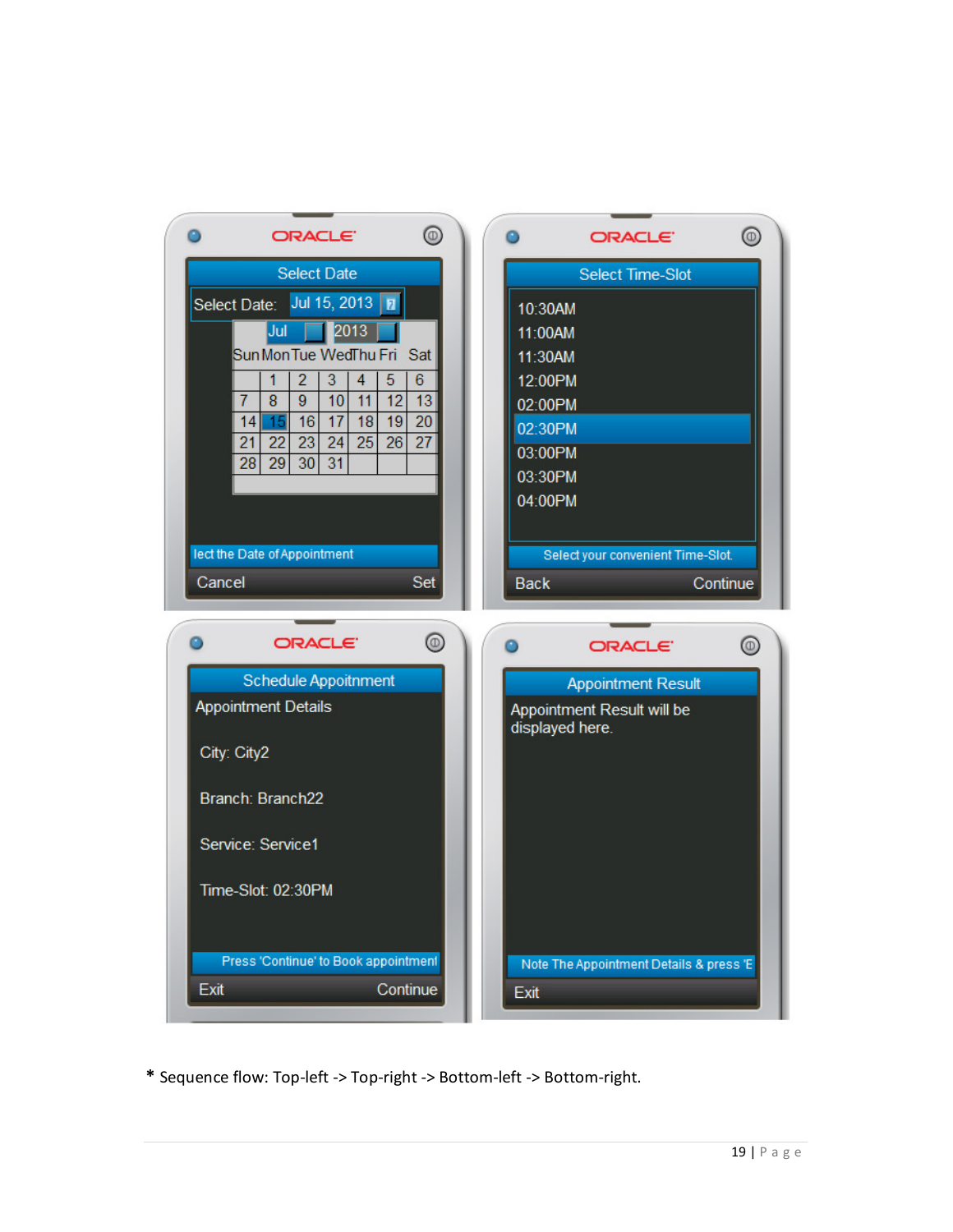\* Sequence flow: Top-left -> Top-right -> Bottom-left -> Bottom-right.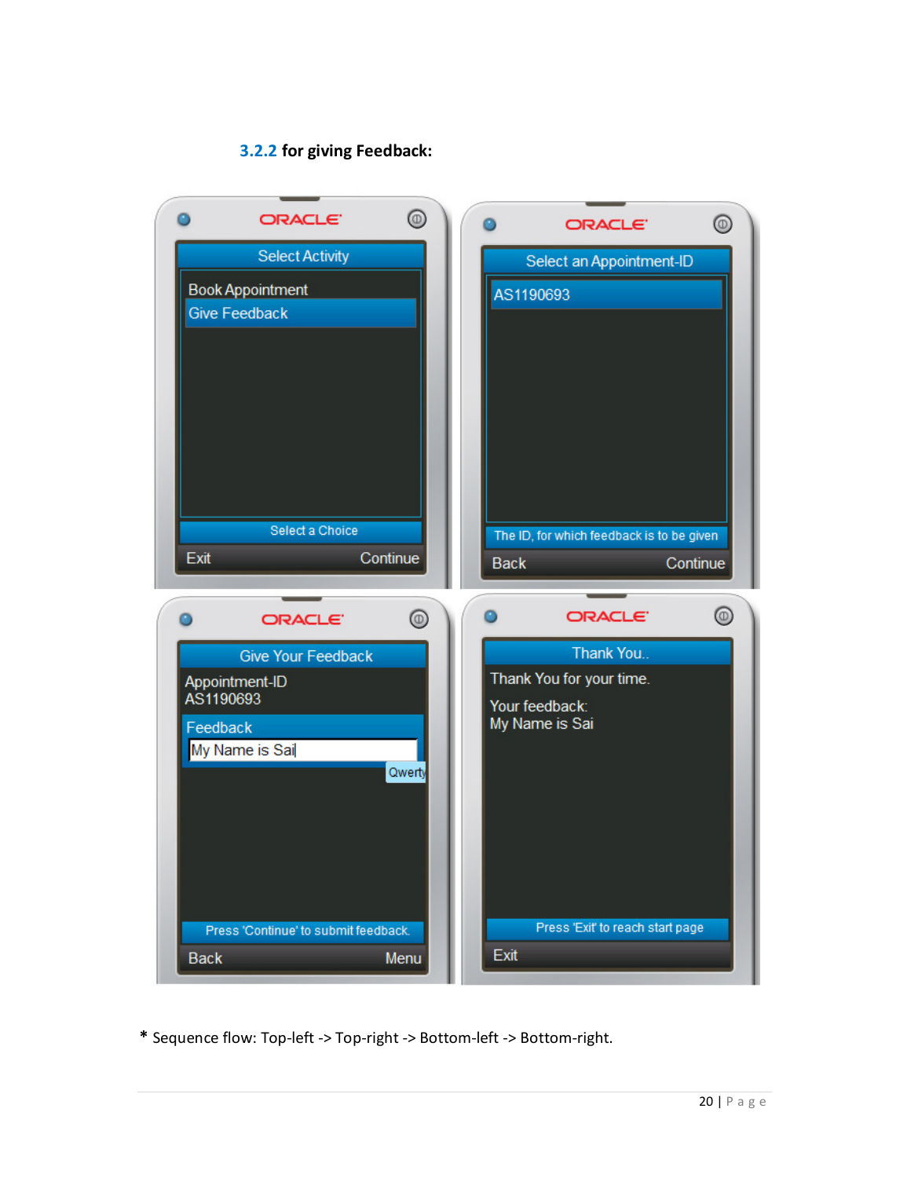### 3.2.2 for giving Feedback:

\* Sequence flow: Top-left -> Top-right -> Bottom-left -> Bottom-right.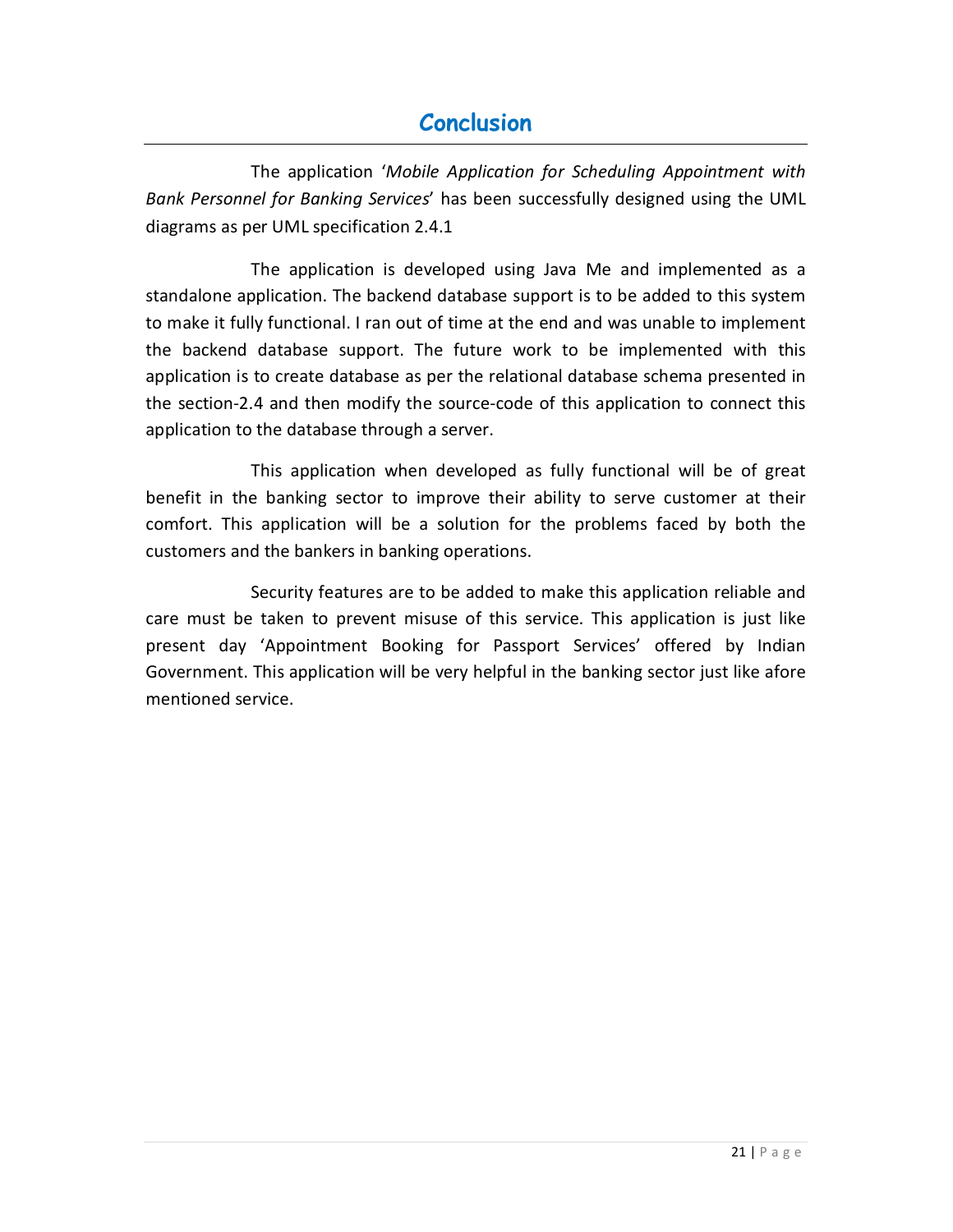# Conclusion

The application '*Mobile Application for Scheduling Appointment with Bank Personnel for Banking Services*' has been successfully designed using the UML diagrams as per UML specification 2.4.1

The application is developed using Java Me and implemented as a standalone application. The backend database support is to be added to this system to make it fully functional. I ran out of time at the end and was unable to implement the backend database support. The future work to be implemented with this application is to create database as per the relational database schema presented in the section-2.4 and then modify the source-code of this application to connect this application to the database through a server.

This application when developed as fully functional will be of great benefit in the banking sector to improve their ability to serve customer at their comfort. This application will be a solution for the problems faced by both the customers and the bankers in banking operations.

Security features are to be added to make this application reliable and care must be taken to prevent misuse of this service. This application is just like present day 'Appointment Booking for Passport Services' offered by Indian Government. This application will be very helpful in the banking sector just like afore mentioned service.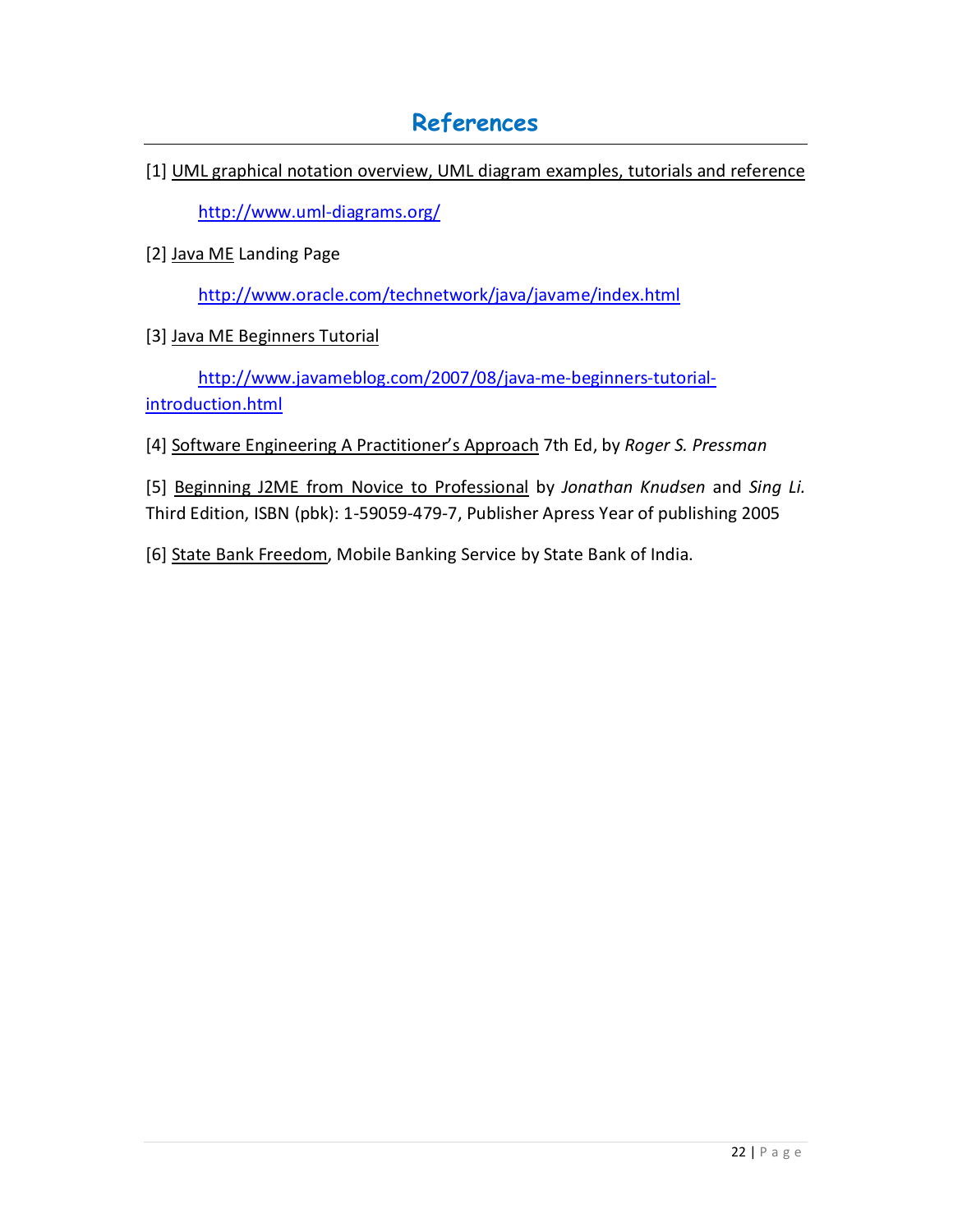# References

[1] UML graphical notation overview, UML diagram examples, tutorials and reference

http://www.uml-diagrams.org/

[2] Java ME Landing Page

http://www.oracle.com/technetwork/java/javame/index.html

[3] Java ME Beginners Tutorial

http://www.javameblog.com/2007/08/java-me-beginners-tutorial-introduction.html

[4] Software Engineering A Practitioner's Approach 7th Ed, by *Roger S. Pressman*

[5] Beginning J2ME from Novice to Professional by *Jonathan Knudsen* and *Sing Li.* Third Edition, ISBN (pbk): 1-59059-479-7, Publisher Apress Year of publishing 2005

[6] State Bank Freedom, Mobile Banking Service by State Bank of India.